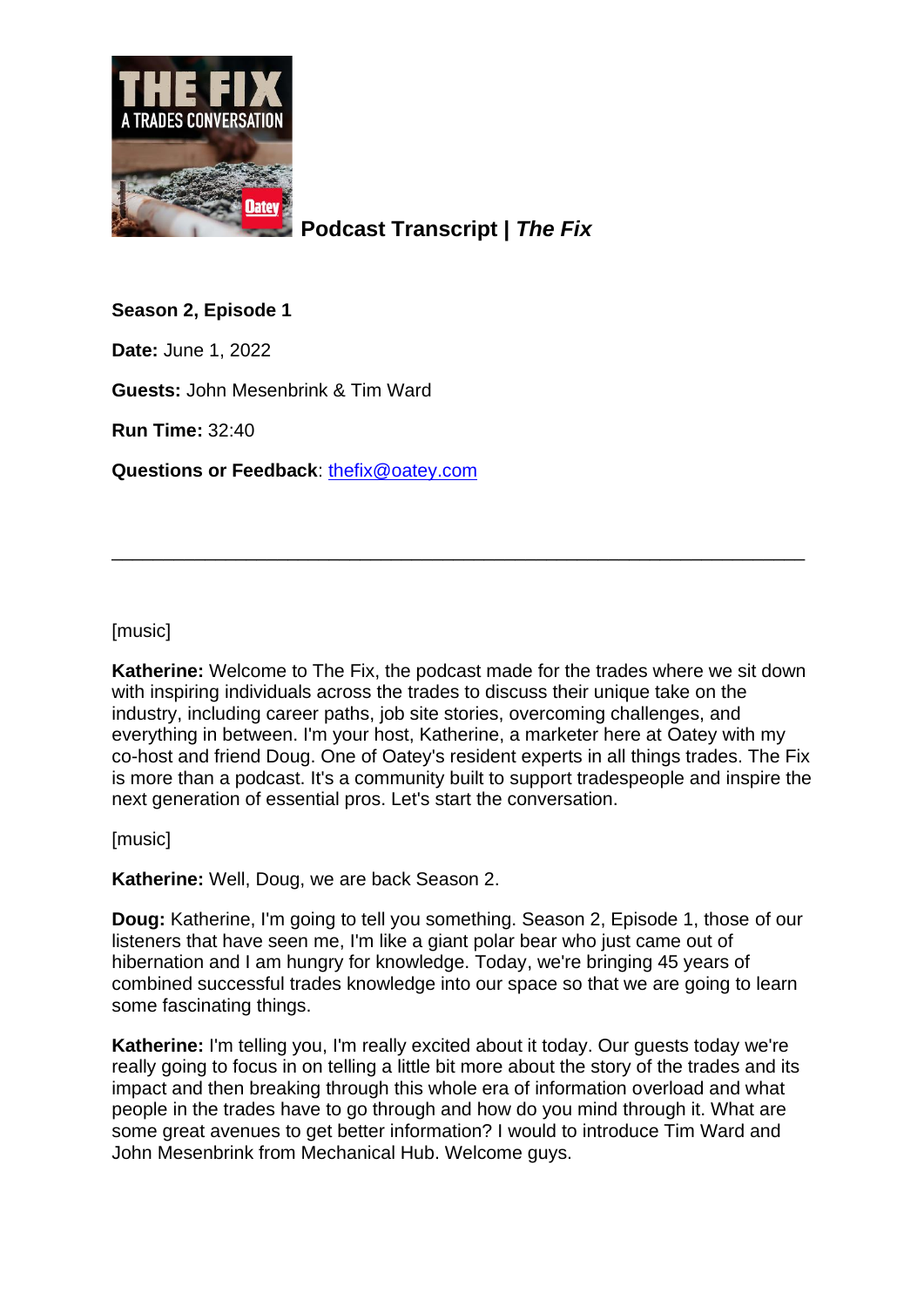# Podcast Transcript | *The Fix*

**Season 2, Episode 1**

**Date:** June 1, 2022

**Guests:** John Mesenbrink & Tim Ward

**Run Time:** 32:40

**Questions or Feedback**: thefix@oatey.com

---

[music]

**Katherine:** Welcome to The Fix, the podcast made for the trades where we sit down with inspiring individuals across the trades to discuss their unique take on the industry, including career paths, job site stories, overcoming challenges, and everything in between. I'm your host, Katherine, a marketer here at Oatey with my co-host and friend Doug. One of Oatey's resident experts in all things trades. The Fix is more than a podcast. It's a community built to support tradespeople and inspire the next generation of essential pros. Let's start the conversation.

[music]

**Katherine:** Well, Doug, we are back Season 2.

**Doug:** Katherine, I'm going to tell you something. Season 2, Episode 1, those of our listeners that have seen me, I'm like a giant polar bear who just came out of hibernation and I am hungry for knowledge. Today, we're bringing 45 years of combined successful trades knowledge into our space so that we are going to learn some fascinating things.

**Katherine:** I'm telling you, I'm really excited about it today. Our guests today we're really going to focus in on telling a little bit more about the story of the trades and its impact and then breaking through this whole era of information overload and what people in the trades have to go through and how do you mind through it. What are some great avenues to get better information? I would to introduce Tim Ward and John Mesenbrink from Mechanical Hub. Welcome guys.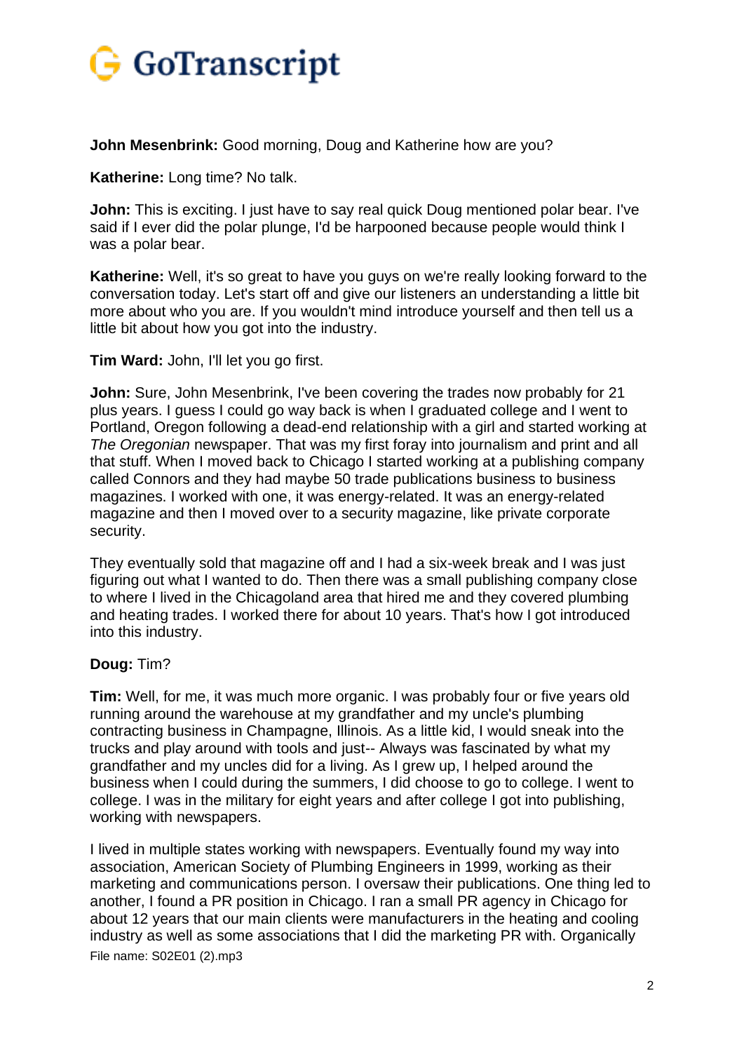**John Mesenbrink:** Good morning, Doug and Katherine how are you?

**Katherine:** Long time? No talk.

**John:** This is exciting. I just have to say real quick Doug mentioned polar bear. I've said if I ever did the polar plunge, I'd be harpooned because people would think I was a polar bear.

**Katherine:** Well, it's so great to have you guys on we're really looking forward to the conversation today. Let's start off and give our listeners an understanding a little bit more about who you are. If you wouldn't mind introduce yourself and then tell us a little bit about how you got into the industry.

**Tim Ward:** John, I'll let you go first.

**John:** Sure, John Mesenbrink, I've been covering the trades now probably for 21 plus years. I guess I could go way back is when I graduated college and I went to Portland, Oregon following a dead-end relationship with a girl and started working at *The Oregonian* newspaper. That was my first foray into journalism and print and all that stuff. When I moved back to Chicago I started working at a publishing company called Connors and they had maybe 50 trade publications business to business magazines. I worked with one, it was energy-related. It was an energy-related magazine and then I moved over to a security magazine, like private corporate security.

They eventually sold that magazine off and I had a six-week break and I was just figuring out what I wanted to do. Then there was a small publishing company close to where I lived in the Chicagoland area that hired me and they covered plumbing and heating trades. I worked there for about 10 years. That's how I got introduced into this industry.

**Doug:** Tim?

**Tim:** Well, for me, it was much more organic. I was probably four or five years old running around the warehouse at my grandfather and my uncle's plumbing contracting business in Champagne, Illinois. As a little kid, I would sneak into the trucks and play around with tools and just-- Always was fascinated by what my grandfather and my uncles did for a living. As I grew up, I helped around the business when I could during the summers, I did choose to go to college. I went to college. I was in the military for eight years and after college I got into publishing, working with newspapers.

I lived in multiple states working with newspapers. Eventually found my way into association, American Society of Plumbing Engineers in 1999, working as their marketing and communications person. I oversaw their publications. One thing led to another, I found a PR position in Chicago. I ran a small PR agency in Chicago for about 12 years that our main clients were manufacturers in the heating and cooling industry as well as some associations that I did the marketing PR with. Organically

File name: S02E01 (2).mp3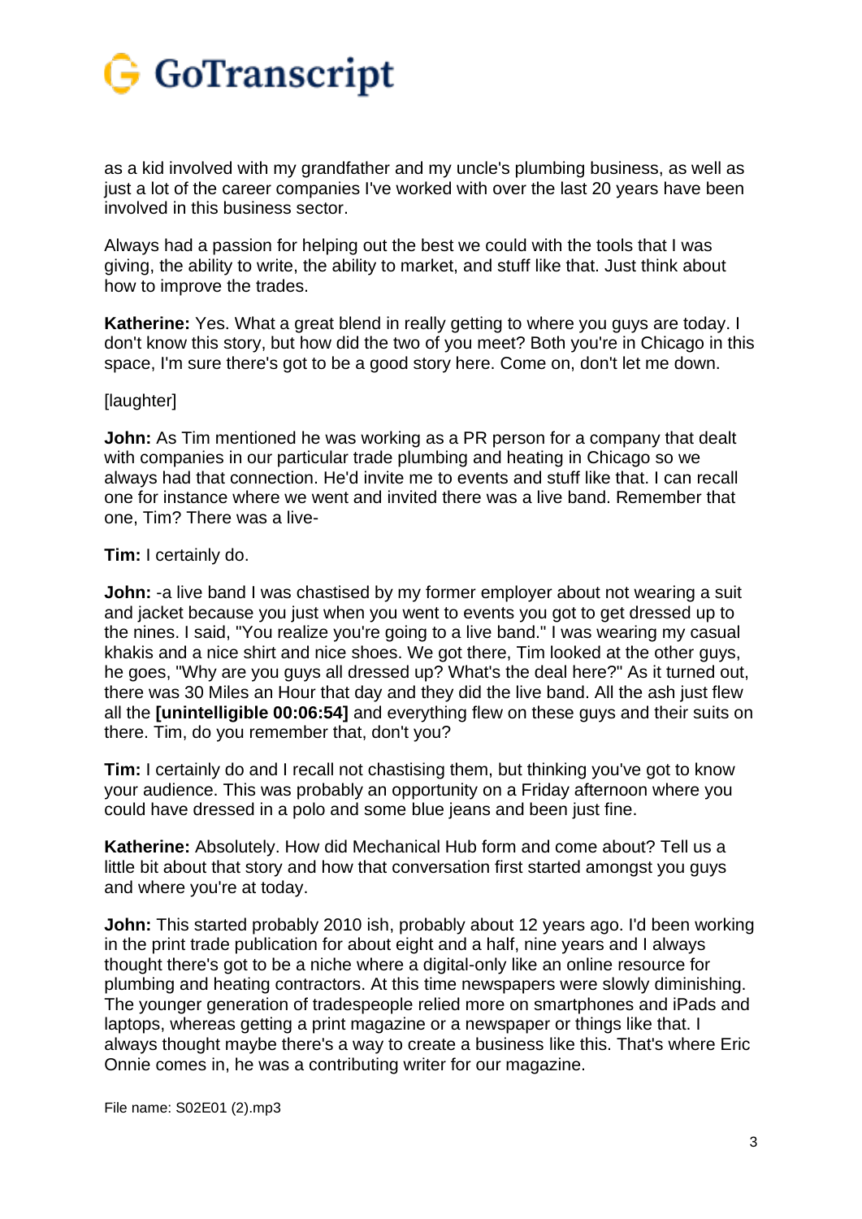as a kid involved with my grandfather and my uncle's plumbing business, as well as just a lot of the career companies I've worked with over the last 20 years have been involved in this business sector.

Always had a passion for helping out the best we could with the tools that I was giving, the ability to write, the ability to market, and stuff like that. Just think about how to improve the trades.

**Katherine:** Yes. What a great blend in really getting to where you guys are today. I don't know this story, but how did the two of you meet? Both you're in Chicago in this space, I'm sure there's got to be a good story here. Come on, don't let me down.

[laughter]

**John:** As Tim mentioned he was working as a PR person for a company that dealt with companies in our particular trade plumbing and heating in Chicago so we always had that connection. He'd invite me to events and stuff like that. I can recall one for instance where we went and invited there was a live band. Remember that one, Tim? There was a live-

**Tim:** I certainly do.

**John:** -a live band I was chastised by my former employer about not wearing a suit and jacket because you just when you went to events you got to get dressed up to the nines. I said, "You realize you're going to a live band." I was wearing my casual khakis and a nice shirt and nice shoes. We got there, Tim looked at the other guys, he goes, "Why are you guys all dressed up? What's the deal here?" As it turned out, there was 30 Miles an Hour that day and they did the live band. All the ash just flew all the **[unintelligible 00:06:54]** and everything flew on these guys and their suits on there. Tim, do you remember that, don't you?

**Tim:** I certainly do and I recall not chastising them, but thinking you've got to know your audience. This was probably an opportunity on a Friday afternoon where you could have dressed in a polo and some blue jeans and been just fine.

**Katherine:** Absolutely. How did Mechanical Hub form and come about? Tell us a little bit about that story and how that conversation first started amongst you guys and where you're at today.

**John:** This started probably 2010 ish, probably about 12 years ago. I'd been working in the print trade publication for about eight and a half, nine years and I always thought there's got to be a niche where a digital-only like an online resource for plumbing and heating contractors. At this time newspapers were slowly diminishing. The younger generation of tradespeople relied more on smartphones and iPads and laptops, whereas getting a print magazine or a newspaper or things like that. I always thought maybe there's a way to create a business like this. That's where Eric Onnie comes in, he was a contributing writer for our magazine.

File name: S02E01 (2).mp3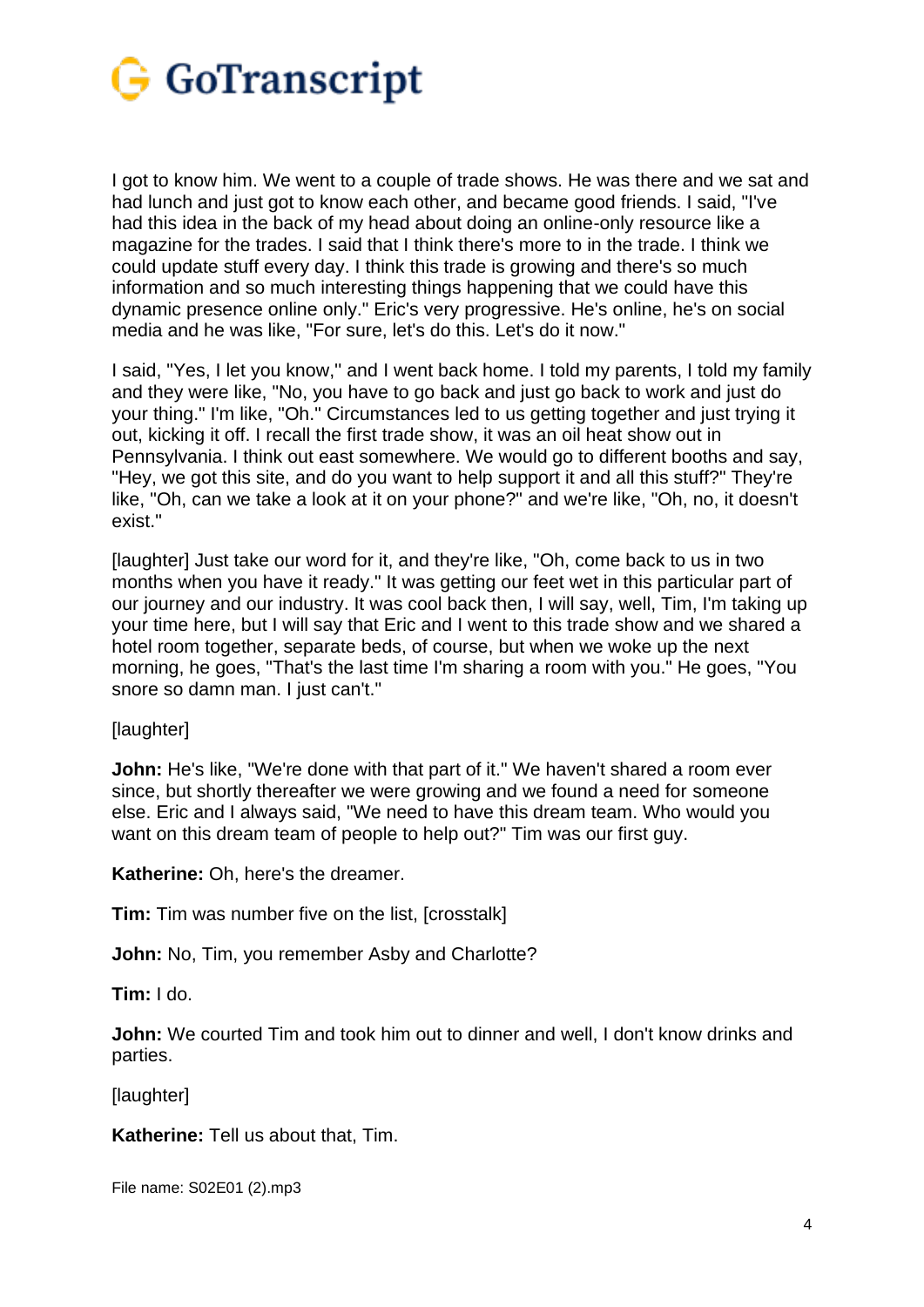I got to know him. We went to a couple of trade shows. He was there and we sat and had lunch and just got to know each other, and became good friends. I said, "I've had this idea in the back of my head about doing an online-only resource like a magazine for the trades. I said that I think there's more to in the trade. I think we could update stuff every day. I think this trade is growing and there's so much information and so much interesting things happening that we could have this dynamic presence online only." Eric's very progressive. He's online, he's on social media and he was like, "For sure, let's do this. Let's do it now."

I said, "Yes, I let you know," and I went back home. I told my parents, I told my family and they were like, "No, you have to go back and just go back to work and just do your thing." I'm like, "Oh." Circumstances led to us getting together and just trying it out, kicking it off. I recall the first trade show, it was an oil heat show out in Pennsylvania. I think out east somewhere. We would go to different booths and say, "Hey, we got this site, and do you want to help support it and all this stuff?" They're like, "Oh, can we take a look at it on your phone?" and we're like, "Oh, no, it doesn't exist."

[laughter] Just take our word for it, and they're like, "Oh, come back to us in two months when you have it ready." It was getting our feet wet in this particular part of our journey and our industry. It was cool back then, I will say, well, Tim, I'm taking up your time here, but I will say that Eric and I went to this trade show and we shared a hotel room together, separate beds, of course, but when we woke up the next morning, he goes, "That's the last time I'm sharing a room with you." He goes, "You snore so damn man. I just can't."

[laughter]

**John:** He's like, "We're done with that part of it." We haven't shared a room ever since, but shortly thereafter we were growing and we found a need for someone else. Eric and I always said, "We need to have this dream team. Who would you want on this dream team of people to help out?" Tim was our first guy.

**Katherine:** Oh, here's the dreamer.

**Tim:** Tim was number five on the list, [crosstalk]

**John:** No, Tim, you remember Asby and Charlotte?

**Tim:** I do.

**John:** We courted Tim and took him out to dinner and well, I don't know drinks and parties.

[laughter]

**Katherine:** Tell us about that, Tim.

File name: S02E01 (2).mp3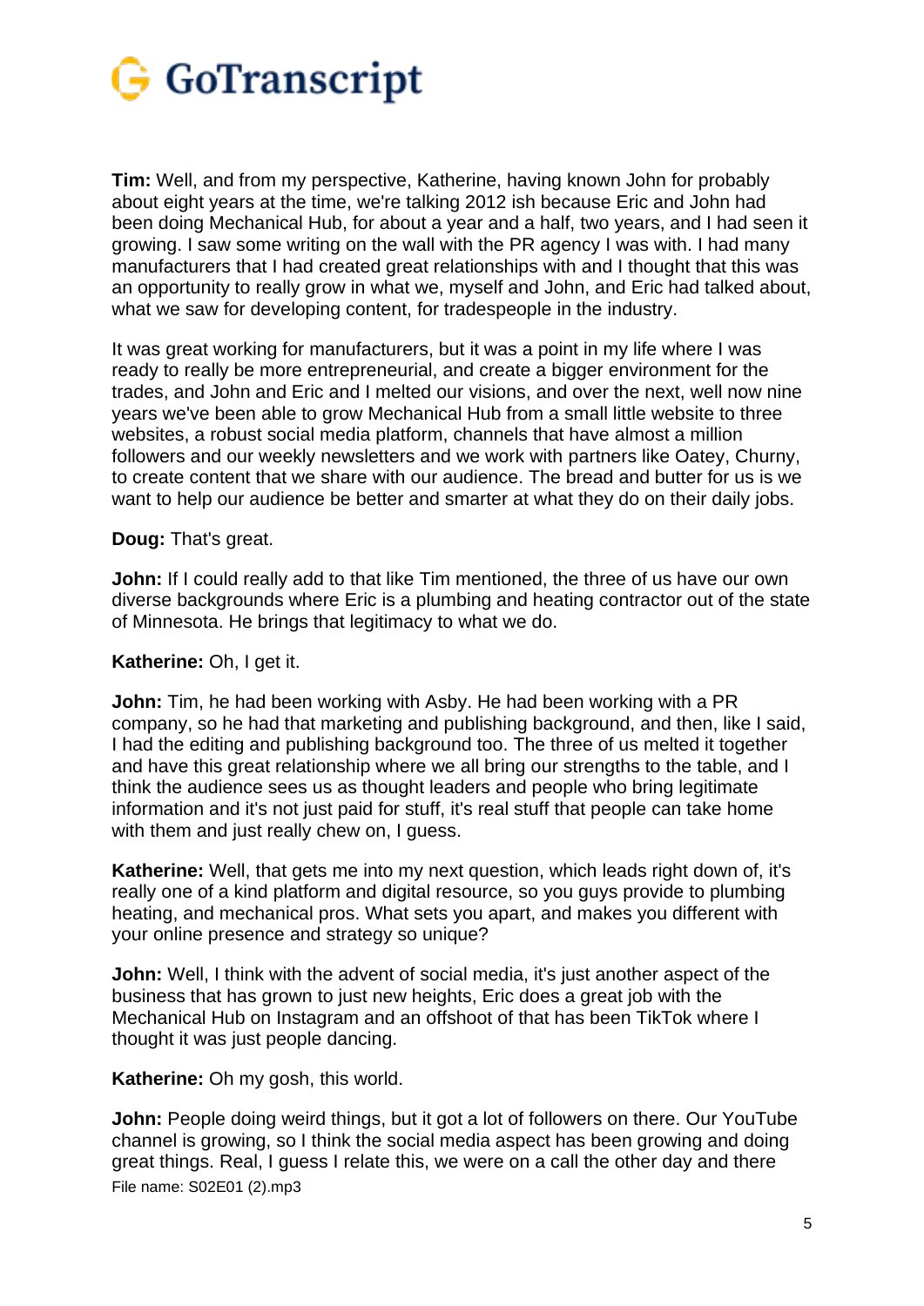**Tim:** Well, and from my perspective, Katherine, having known John for probably about eight years at the time, we're talking 2012 ish because Eric and John had been doing Mechanical Hub, for about a year and a half, two years, and I had seen it growing. I saw some writing on the wall with the PR agency I was with. I had many manufacturers that I had created great relationships with and I thought that this was an opportunity to really grow in what we, myself and John, and Eric had talked about, what we saw for developing content, for tradespeople in the industry.

It was great working for manufacturers, but it was a point in my life where I was ready to really be more entrepreneurial, and create a bigger environment for the trades, and John and Eric and I melted our visions, and over the next, well now nine years we've been able to grow Mechanical Hub from a small little website to three websites, a robust social media platform, channels that have almost a million followers and our weekly newsletters and we work with partners like Oatey, Churny, to create content that we share with our audience. The bread and butter for us is we want to help our audience be better and smarter at what they do on their daily jobs.

**Doug:** That's great.

**John:** If I could really add to that like Tim mentioned, the three of us have our own diverse backgrounds where Eric is a plumbing and heating contractor out of the state of Minnesota. He brings that legitimacy to what we do.

**Katherine:** Oh, I get it.

**John:** Tim, he had been working with Asby. He had been working with a PR company, so he had that marketing and publishing background, and then, like I said, I had the editing and publishing background too. The three of us melted it together and have this great relationship where we all bring our strengths to the table, and I think the audience sees us as thought leaders and people who bring legitimate information and it's not just paid for stuff, it's real stuff that people can take home with them and just really chew on, I guess.

**Katherine:** Well, that gets me into my next question, which leads right down of, it's really one of a kind platform and digital resource, so you guys provide to plumbing heating, and mechanical pros. What sets you apart, and makes you different with your online presence and strategy so unique?

**John:** Well, I think with the advent of social media, it's just another aspect of the business that has grown to just new heights, Eric does a great job with the Mechanical Hub on Instagram and an offshoot of that has been TikTok where I thought it was just people dancing.

**Katherine:** Oh my gosh, this world.

**John:** People doing weird things, but it got a lot of followers on there. Our YouTube channel is growing, so I think the social media aspect has been growing and doing great things. Real, I guess I relate this, we were on a call the other day and there

File name: S02E01 (2).mp3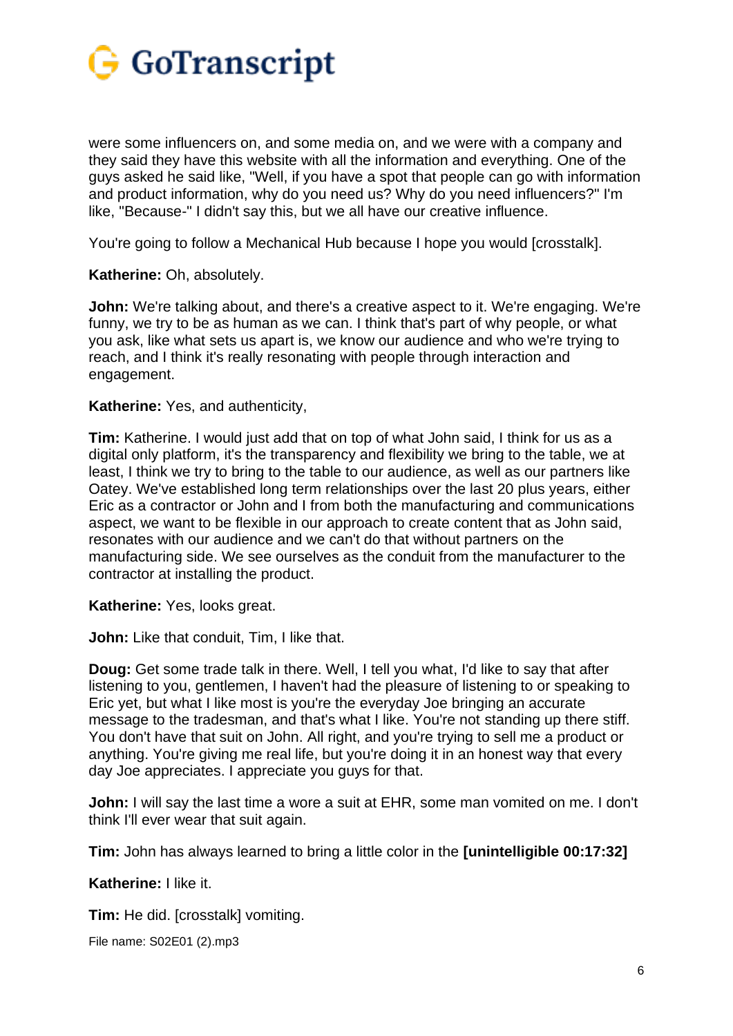were some influencers on, and some media on, and we were with a company and they said they have this website with all the information and everything. One of the guys asked he said like, "Well, if you have a spot that people can go with information and product information, why do you need us? Why do you need influencers?" I'm like, "Because-" I didn't say this, but we all have our creative influence.

You're going to follow a Mechanical Hub because I hope you would [crosstalk].

**Katherine:** Oh, absolutely.

**John:** We're talking about, and there's a creative aspect to it. We're engaging. We're funny, we try to be as human as we can. I think that's part of why people, or what you ask, like what sets us apart is, we know our audience and who we're trying to reach, and I think it's really resonating with people through interaction and engagement.

**Katherine:** Yes, and authenticity,

**Tim:** Katherine. I would just add that on top of what John said, I think for us as a digital only platform, it's the transparency and flexibility we bring to the table, we at least, I think we try to bring to the table to our audience, as well as our partners like Oatey. We've established long term relationships over the last 20 plus years, either Eric as a contractor or John and I from both the manufacturing and communications aspect, we want to be flexible in our approach to create content that as John said, resonates with our audience and we can't do that without partners on the manufacturing side. We see ourselves as the conduit from the manufacturer to the contractor at installing the product.

**Katherine:** Yes, looks great.

**John:** Like that conduit, Tim, I like that.

**Doug:** Get some trade talk in there. Well, I tell you what, I'd like to say that after listening to you, gentlemen, I haven't had the pleasure of listening to or speaking to Eric yet, but what I like most is you're the everyday Joe bringing an accurate message to the tradesman, and that's what I like. You're not standing up there stiff. You don't have that suit on John. All right, and you're trying to sell me a product or anything. You're giving me real life, but you're doing it in an honest way that every day Joe appreciates. I appreciate you guys for that.

**John:** I will say the last time a wore a suit at EHR, some man vomited on me. I don't think I'll ever wear that suit again.

**Tim:** John has always learned to bring a little color in the **[unintelligible 00:17:32]**

**Katherine:** I like it.

**Tim:** He did. [crosstalk] vomiting.

File name: S02E01 (2).mp3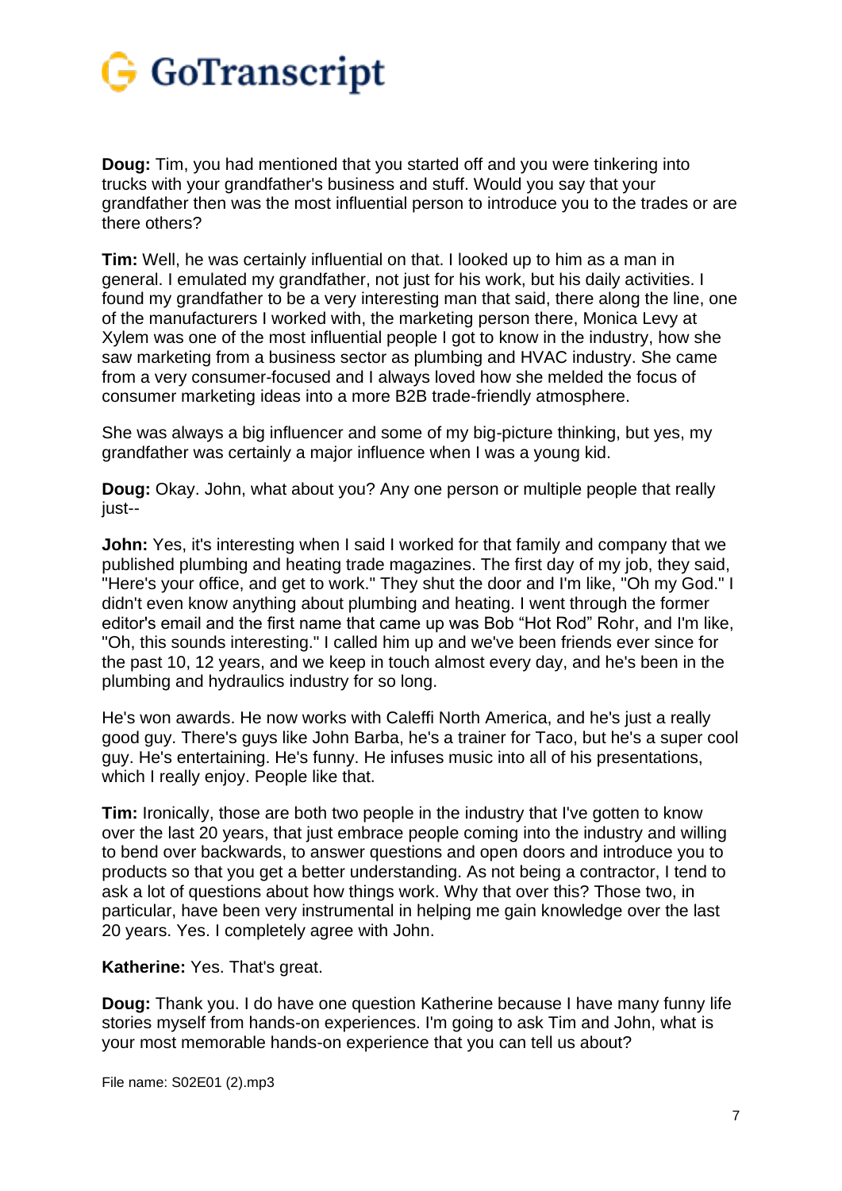**Doug:** Tim, you had mentioned that you started off and you were tinkering into trucks with your grandfather's business and stuff. Would you say that your grandfather then was the most influential person to introduce you to the trades or are there others?

**Tim:** Well, he was certainly influential on that. I looked up to him as a man in general. I emulated my grandfather, not just for his work, but his daily activities. I found my grandfather to be a very interesting man that said, there along the line, one of the manufacturers I worked with, the marketing person there, Monica Levy at Xylem was one of the most influential people I got to know in the industry, how she saw marketing from a business sector as plumbing and HVAC industry. She came from a very consumer-focused and I always loved how she melded the focus of consumer marketing ideas into a more B2B trade-friendly atmosphere.

She was always a big influencer and some of my big-picture thinking, but yes, my grandfather was certainly a major influence when I was a young kid.

**Doug:** Okay. John, what about you? Any one person or multiple people that really just--

**John:** Yes, it's interesting when I said I worked for that family and company that we published plumbing and heating trade magazines. The first day of my job, they said, "Here's your office, and get to work." They shut the door and I'm like, "Oh my God." I didn't even know anything about plumbing and heating. I went through the former editor's email and the first name that came up was Bob "Hot Rod" Rohr, and I'm like, "Oh, this sounds interesting." I called him up and we've been friends ever since for the past 10, 12 years, and we keep in touch almost every day, and he's been in the plumbing and hydraulics industry for so long.

He's won awards. He now works with Caleffi North America, and he's just a really good guy. There's guys like John Barba, he's a trainer for Taco, but he's a super cool guy. He's entertaining. He's funny. He infuses music into all of his presentations, which I really enjoy. People like that.

**Tim:** Ironically, those are both two people in the industry that I've gotten to know over the last 20 years, that just embrace people coming into the industry and willing to bend over backwards, to answer questions and open doors and introduce you to products so that you get a better understanding. As not being a contractor, I tend to ask a lot of questions about how things work. Why that over this? Those two, in particular, have been very instrumental in helping me gain knowledge over the last 20 years. Yes. I completely agree with John.

**Katherine:** Yes. That's great.

**Doug:** Thank you. I do have one question Katherine because I have many funny life stories myself from hands-on experiences. I'm going to ask Tim and John, what is your most memorable hands-on experience that you can tell us about?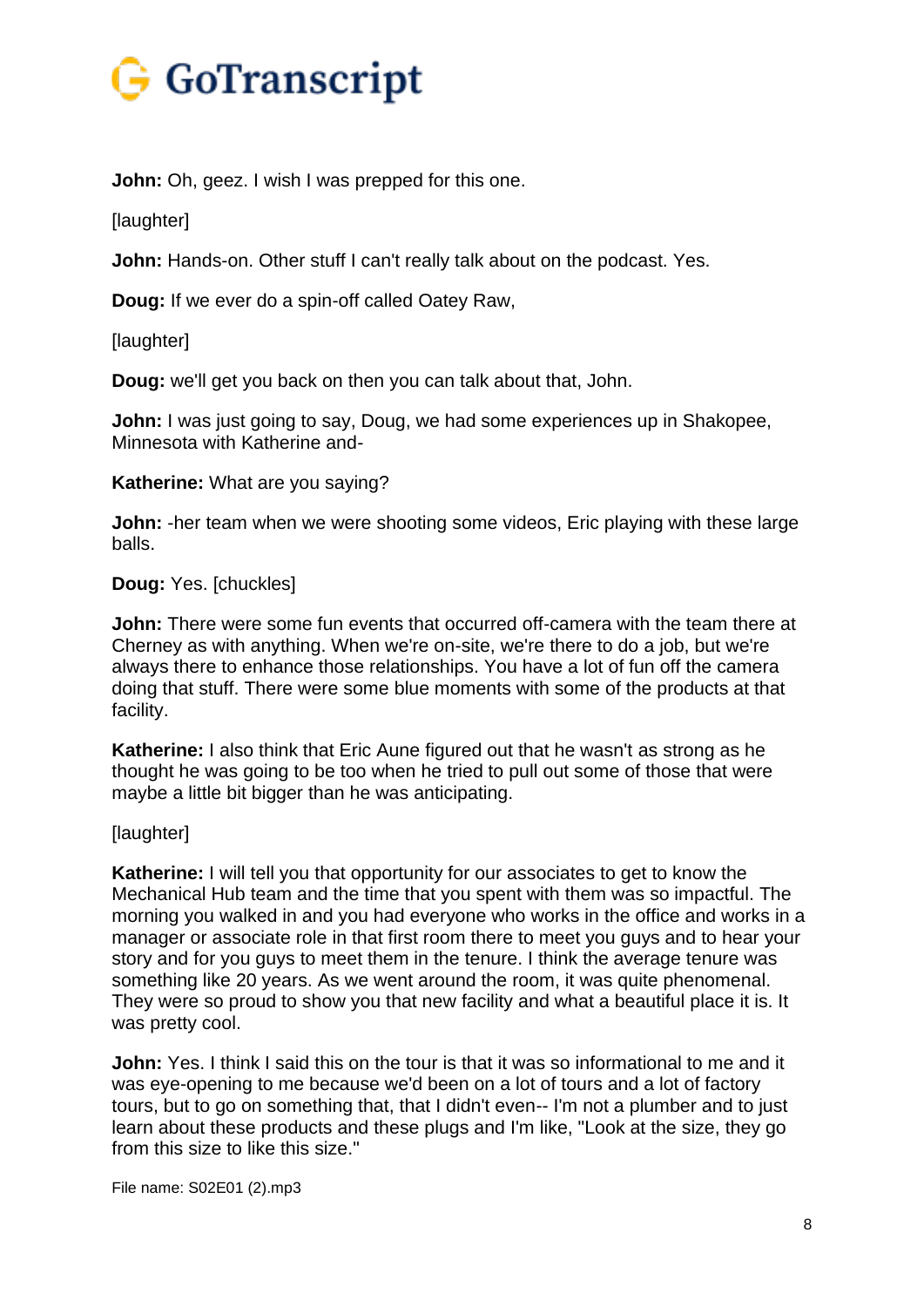**John:** Oh, geez. I wish I was prepped for this one.

[laughter]

**John:** Hands-on. Other stuff I can't really talk about on the podcast. Yes.

**Doug:** If we ever do a spin-off called Oatey Raw,

[laughter]

**Doug:** we'll get you back on then you can talk about that, John.

**John:** I was just going to say, Doug, we had some experiences up in Shakopee, Minnesota with Katherine and-

**Katherine:** What are you saying?

**John:** -her team when we were shooting some videos, Eric playing with these large balls.

**Doug:** Yes. [chuckles]

**John:** There were some fun events that occurred off-camera with the team there at Cherney as with anything. When we're on-site, we're there to do a job, but we're always there to enhance those relationships. You have a lot of fun off the camera doing that stuff. There were some blue moments with some of the products at that facility.

**Katherine:** I also think that Eric Aune figured out that he wasn't as strong as he thought he was going to be too when he tried to pull out some of those that were maybe a little bit bigger than he was anticipating.

[laughter]

**Katherine:** I will tell you that opportunity for our associates to get to know the Mechanical Hub team and the time that you spent with them was so impactful. The morning you walked in and you had everyone who works in the office and works in a manager or associate role in that first room there to meet you guys and to hear your story and for you guys to meet them in the tenure. I think the average tenure was something like 20 years. As we went around the room, it was quite phenomenal. They were so proud to show you that new facility and what a beautiful place it is. It was pretty cool.

**John:** Yes. I think I said this on the tour is that it was so informational to me and it was eye-opening to me because we'd been on a lot of tours and a lot of factory tours, but to go on something that, that I didn't even-- I'm not a plumber and to just learn about these products and these plugs and I'm like, "Look at the size, they go from this size to like this size."

File name: S02E01 (2).mp3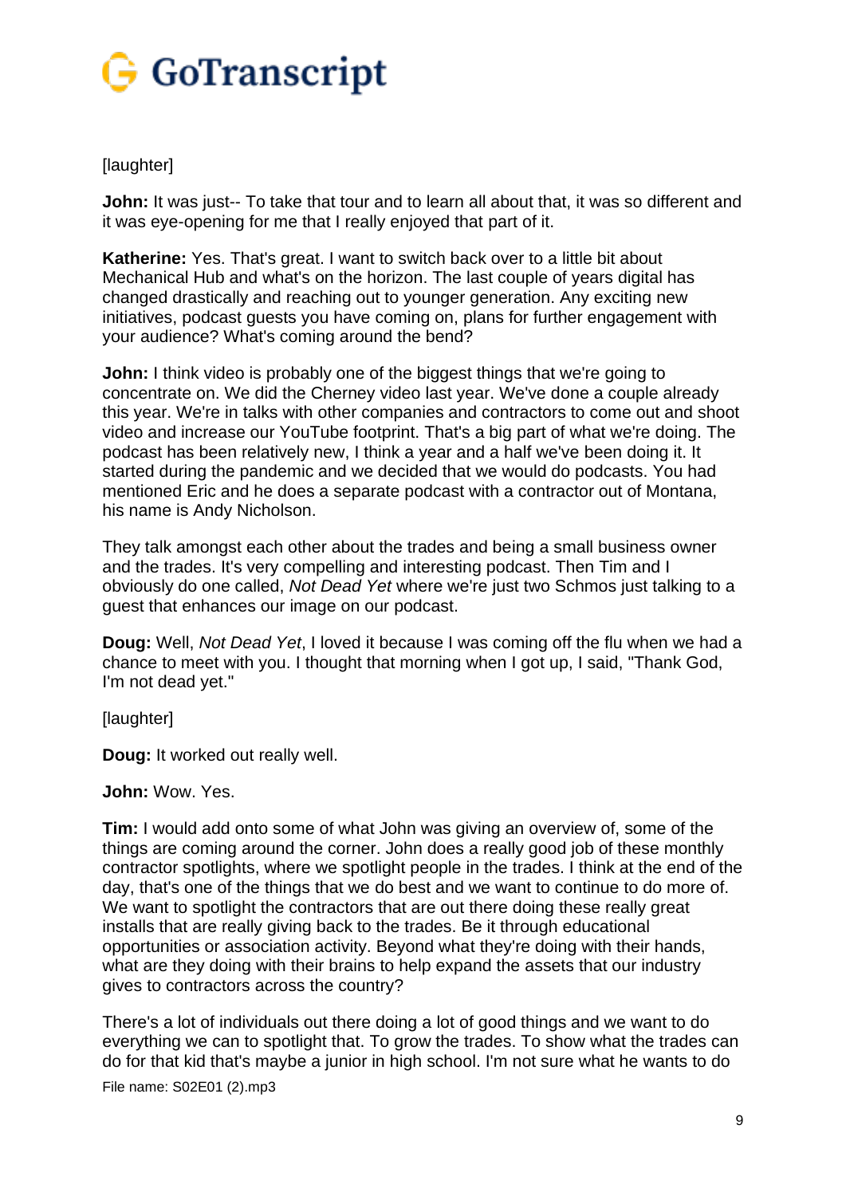[laughter]

**John:** It was just-- To take that tour and to learn all about that, it was so different and it was eye-opening for me that I really enjoyed that part of it.

**Katherine:** Yes. That's great. I want to switch back over to a little bit about Mechanical Hub and what's on the horizon. The last couple of years digital has changed drastically and reaching out to younger generation. Any exciting new initiatives, podcast guests you have coming on, plans for further engagement with your audience? What's coming around the bend?

**John:** I think video is probably one of the biggest things that we're going to concentrate on. We did the Cherney video last year. We've done a couple already this year. We're in talks with other companies and contractors to come out and shoot video and increase our YouTube footprint. That's a big part of what we're doing. The podcast has been relatively new, I think a year and a half we've been doing it. It started during the pandemic and we decided that we would do podcasts. You had mentioned Eric and he does a separate podcast with a contractor out of Montana, his name is Andy Nicholson.

They talk amongst each other about the trades and being a small business owner and the trades. It's very compelling and interesting podcast. Then Tim and I obviously do one called, *Not Dead Yet* where we're just two Schmos just talking to a guest that enhances our image on our podcast.

**Doug:** Well, *Not Dead Yet*, I loved it because I was coming off the flu when we had a chance to meet with you. I thought that morning when I got up, I said, "Thank God, I'm not dead yet."

[laughter]

**Doug:** It worked out really well.

**John:** Wow. Yes.

**Tim:** I would add onto some of what John was giving an overview of, some of the things are coming around the corner. John does a really good job of these monthly contractor spotlights, where we spotlight people in the trades. I think at the end of the day, that's one of the things that we do best and we want to continue to do more of. We want to spotlight the contractors that are out there doing these really great installs that are really giving back to the trades. Be it through educational opportunities or association activity. Beyond what they're doing with their hands, what are they doing with their brains to help expand the assets that our industry gives to contractors across the country?

There's a lot of individuals out there doing a lot of good things and we want to do everything we can to spotlight that. To grow the trades. To show what the trades can do for that kid that's maybe a junior in high school. I'm not sure what he wants to do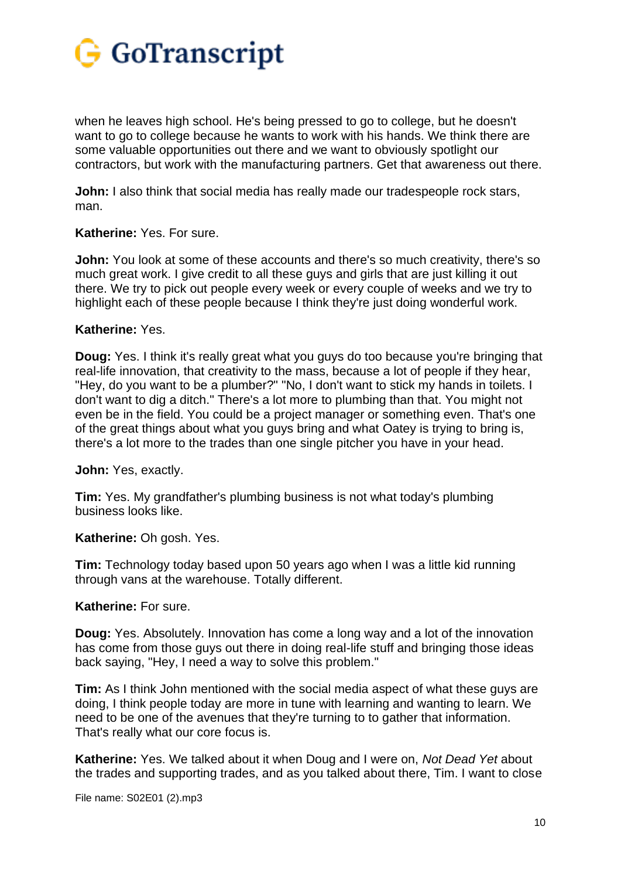when he leaves high school. He's being pressed to go to college, but he doesn't want to go to college because he wants to work with his hands. We think there are some valuable opportunities out there and we want to obviously spotlight our contractors, but work with the manufacturing partners. Get that awareness out there.

**John:** I also think that social media has really made our tradespeople rock stars, man.

**Katherine:** Yes. For sure.

**John:** You look at some of these accounts and there's so much creativity, there's so much great work. I give credit to all these guys and girls that are just killing it out there. We try to pick out people every week or every couple of weeks and we try to highlight each of these people because I think they're just doing wonderful work.

**Katherine:** Yes.

**Doug:** Yes. I think it's really great what you guys do too because you're bringing that real-life innovation, that creativity to the mass, because a lot of people if they hear, "Hey, do you want to be a plumber?" "No, I don't want to stick my hands in toilets. I don't want to dig a ditch." There's a lot more to plumbing than that. You might not even be in the field. You could be a project manager or something even. That's one of the great things about what you guys bring and what Oatey is trying to bring is, there's a lot more to the trades than one single pitcher you have in your head.

**John:** Yes, exactly.

**Tim:** Yes. My grandfather's plumbing business is not what today's plumbing business looks like.

**Katherine:** Oh gosh. Yes.

**Tim:** Technology today based upon 50 years ago when I was a little kid running through vans at the warehouse. Totally different.

**Katherine:** For sure.

**Doug:** Yes. Absolutely. Innovation has come a long way and a lot of the innovation has come from those guys out there in doing real-life stuff and bringing those ideas back saying, "Hey, I need a way to solve this problem."

**Tim:** As I think John mentioned with the social media aspect of what these guys are doing, I think people today are more in tune with learning and wanting to learn. We need to be one of the avenues that they're turning to to gather that information. That's really what our core focus is.

**Katherine:** Yes. We talked about it when Doug and I were on, *Not Dead Yet* about the trades and supporting trades, and as you talked about there, Tim. I want to close

File name: S02E01 (2).mp3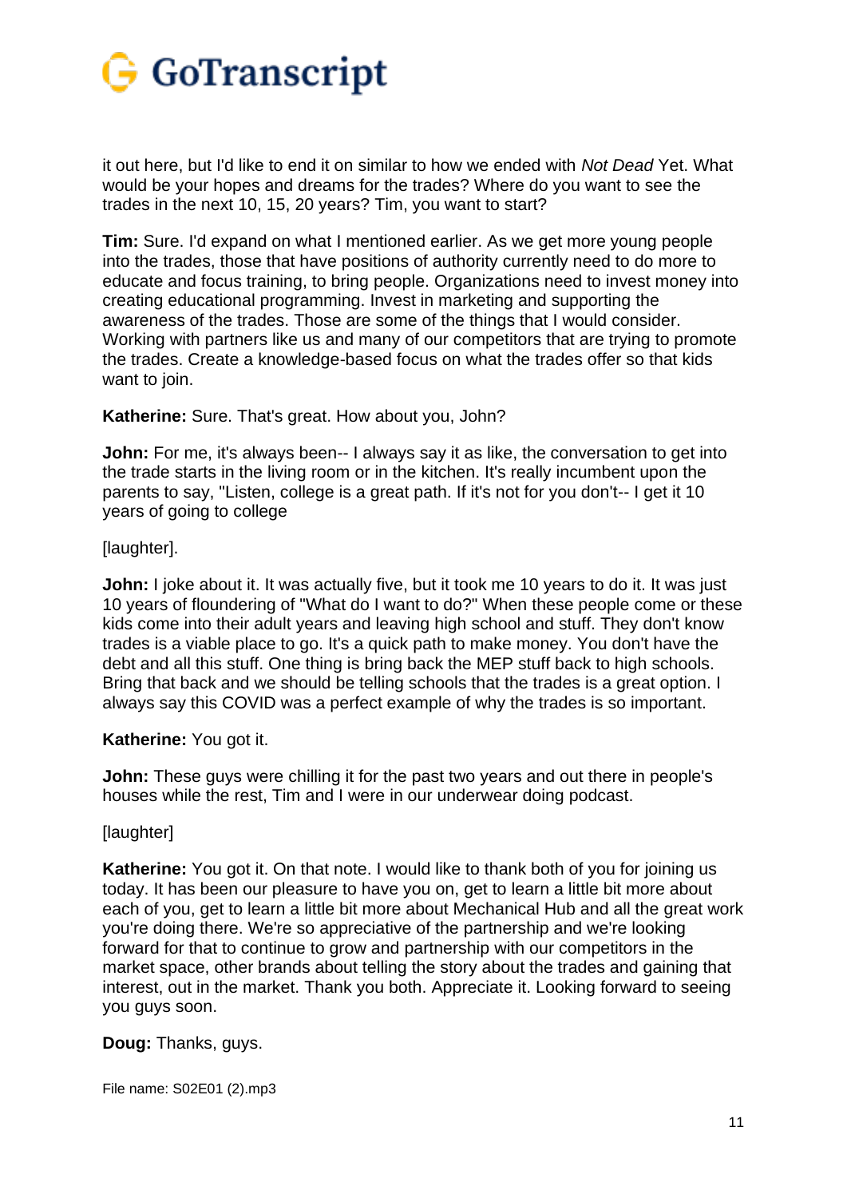it out here, but I'd like to end it on similar to how we ended with *Not Dead* Yet. What would be your hopes and dreams for the trades? Where do you want to see the trades in the next 10, 15, 20 years? Tim, you want to start?

**Tim:** Sure. I'd expand on what I mentioned earlier. As we get more young people into the trades, those that have positions of authority currently need to do more to educate and focus training, to bring people. Organizations need to invest money into creating educational programming. Invest in marketing and supporting the awareness of the trades. Those are some of the things that I would consider. Working with partners like us and many of our competitors that are trying to promote the trades. Create a knowledge-based focus on what the trades offer so that kids want to join.

**Katherine:** Sure. That's great. How about you, John?

**John:** For me, it's always been-- I always say it as like, the conversation to get into the trade starts in the living room or in the kitchen. It's really incumbent upon the parents to say, "Listen, college is a great path. If it's not for you don't-- I get it 10 years of going to college

[laughter].

**John:** I joke about it. It was actually five, but it took me 10 years to do it. It was just 10 years of floundering of "What do I want to do?" When these people come or these kids come into their adult years and leaving high school and stuff. They don't know trades is a viable place to go. It's a quick path to make money. You don't have the debt and all this stuff. One thing is bring back the MEP stuff back to high schools. Bring that back and we should be telling schools that the trades is a great option. I always say this COVID was a perfect example of why the trades is so important.

**Katherine:** You got it.

**John:** These guys were chilling it for the past two years and out there in people's houses while the rest, Tim and I were in our underwear doing podcast.

[laughter]

**Katherine:** You got it. On that note. I would like to thank both of you for joining us today. It has been our pleasure to have you on, get to learn a little bit more about each of you, get to learn a little bit more about Mechanical Hub and all the great work you're doing there. We're so appreciative of the partnership and we're looking forward for that to continue to grow and partnership with our competitors in the market space, other brands about telling the story about the trades and gaining that interest, out in the market. Thank you both. Appreciate it. Looking forward to seeing you guys soon.

**Doug:** Thanks, guys.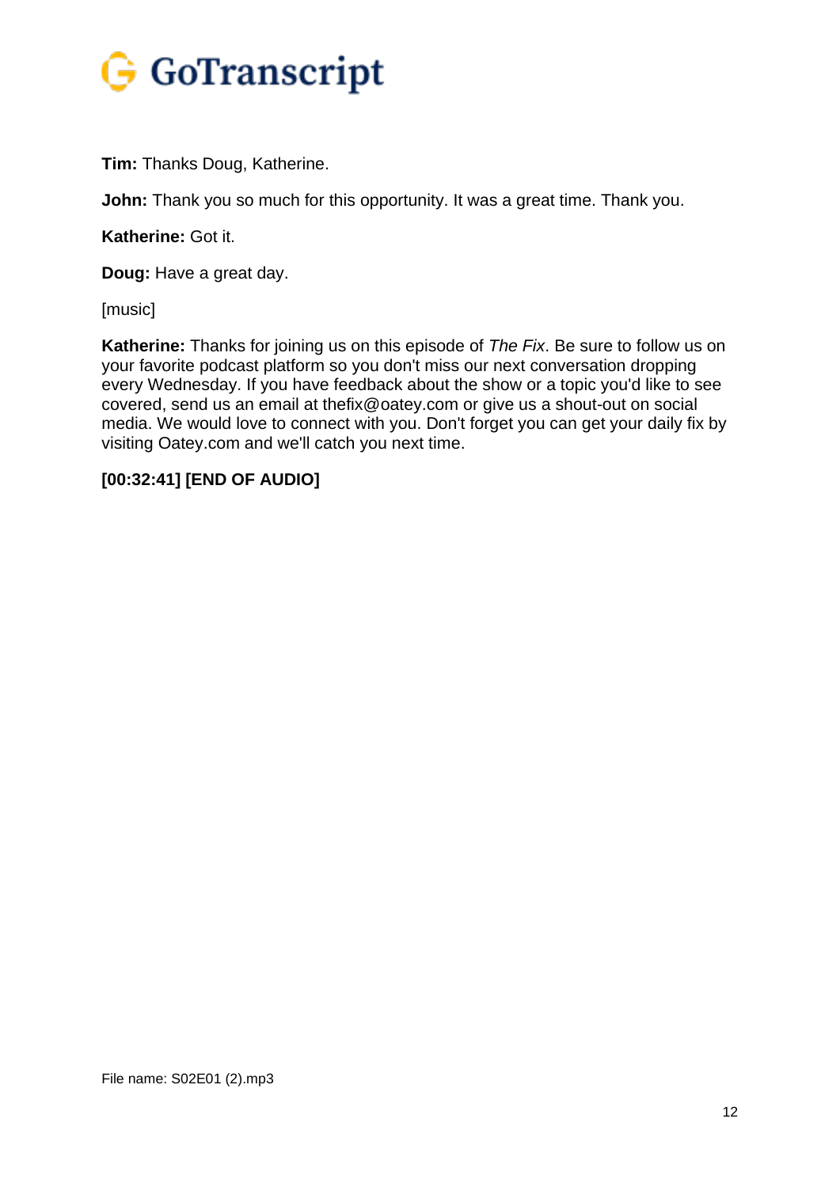**Tim:** Thanks Doug, Katherine.

**John:** Thank you so much for this opportunity. It was a great time. Thank you.

**Katherine:** Got it.

**Doug:** Have a great day.

[music]

**Katherine:** Thanks for joining us on this episode of *The Fix*. Be sure to follow us on your favorite podcast platform so you don't miss our next conversation dropping every Wednesday. If you have feedback about the show or a topic you'd like to see covered, send us an email at thefix@oatey.com or give us a shout-out on social media. We would love to connect with you. Don't forget you can get your daily fix by visiting Oatey.com and we'll catch you next time.

**[00:32:41] [END OF AUDIO]**

File name: S02E01 (2).mp3